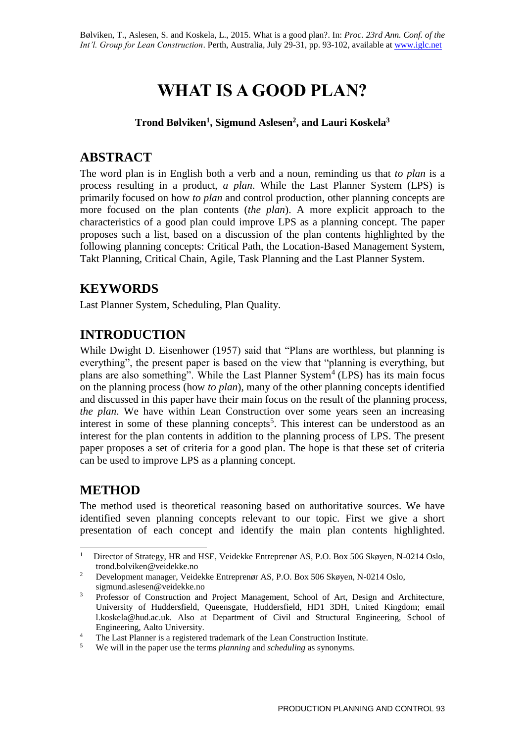Bølviken, T., Aslesen, S. and Koskela, L., 2015. What is a good plan?. In: *Proc. 23rd Ann. Conf. of the Int'l. Group for Lean Construction*. Perth, Australia, July 29-31, pp. 93-102, available at www.iglc.net

# WHAT IS A GOOD PLAN?

**Trond Bølviken[1], Sigmund Aslesen[2], and Lauri Koskela[3]**

## ABSTRACT

The word plan is in English both a verb and a noun, reminding us that *to plan* is a process resulting in a product, *a plan*. While the Last Planner System (LPS) is primarily focused on how *to plan* and control production, other planning concepts are more focused on the plan contents (*the plan*). A more explicit approach to the characteristics of a good plan could improve LPS as a planning concept. The paper proposes such a list, based on a discussion of the plan contents highlighted by the following planning concepts: Critical Path, the Location-Based Management System, Takt Planning, Critical Chain, Agile, Task Planning and the Last Planner System.

## KEYWORDS

Last Planner System, Scheduling, Plan Quality.

## INTRODUCTION

While Dwight D. Eisenhower (1957) said that "Plans are worthless, but planning is everything", the present paper is based on the view that "planning is everything, but plans are also something". While the Last Planner System[4] (LPS) has its main focus on the planning process (how *to plan*), many of the other planning concepts identified and discussed in this paper have their main focus on the result of the planning process, *the plan*. We have within Lean Construction over some years seen an increasing interest in some of these planning concepts[5]. This interest can be understood as an interest for the plan contents in addition to the planning process of LPS. The present paper proposes a set of criteria for a good plan. The hope is that these set of criteria can be used to improve LPS as a planning concept.

## METHOD

The method used is theoretical reasoning based on authoritative sources. We have identified seven planning concepts relevant to our topic. First we give a short presentation of each concept and identify the main plan contents highlighted.

---

[1] Director of Strategy, HR and HSE, Veidekke Entreprenør AS, P.O. Box 506 Skøyen, N-0214 Oslo, trond.bolviken@veidekke.no

[2] Development manager, Veidekke Entreprenør AS, P.O. Box 506 Skøyen, N-0214 Oslo, sigmund.aslesen@veidekke.no

[3] Professor of Construction and Project Management, School of Art, Design and Architecture, University of Huddersfield, Queensgate, Huddersfield, HD1 3DH, United Kingdom; email l.koskela@hud.ac.uk. Also at Department of Civil and Structural Engineering, School of Engineering, Aalto University.

[4] The Last Planner is a registered trademark of the Lean Construction Institute.

[5] We will in the paper use the terms *planning* and *scheduling* as synonyms.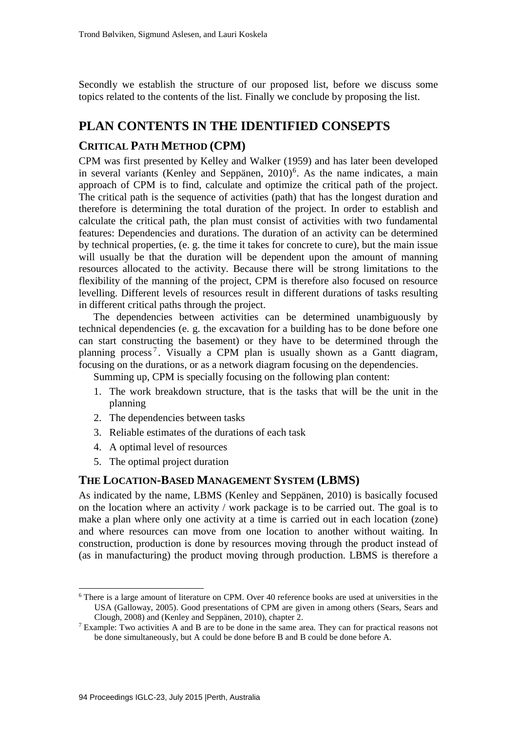Secondly we establish the structure of our proposed list, before we discuss some topics related to the contents of the list. Finally we conclude by proposing the list.

## PLAN CONTENTS IN THE IDENTIFIED CONSEPTS

### CRITICAL PATH METHOD (CPM)

CPM was first presented by Kelley and Walker (1959) and has later been developed in several variants (Kenley and Seppänen, 2010)[6]. As the name indicates, a main approach of CPM is to find, calculate and optimize the critical path of the project. The critical path is the sequence of activities (path) that has the longest duration and therefore is determining the total duration of the project. In order to establish and calculate the critical path, the plan must consist of activities with two fundamental features: Dependencies and durations. The duration of an activity can be determined by technical properties, (e. g. the time it takes for concrete to cure), but the main issue will usually be that the duration will be dependent upon the amount of manning resources allocated to the activity. Because there will be strong limitations to the flexibility of the manning of the project, CPM is therefore also focused on resource levelling. Different levels of resources result in different durations of tasks resulting in different critical paths through the project.

The dependencies between activities can be determined unambiguously by technical dependencies (e. g. the excavation for a building has to be done before one can start constructing the basement) or they have to be determined through the planning process[7]. Visually a CPM plan is usually shown as a Gantt diagram, focusing on the durations, or as a network diagram focusing on the dependencies.

Summing up, CPM is specially focusing on the following plan content:

1. The work breakdown structure, that is the tasks that will be the unit in the planning
2. The dependencies between tasks
3. Reliable estimates of the durations of each task
4. A optimal level of resources
5. The optimal project duration

### THE LOCATION-BASED MANAGEMENT SYSTEM (LBMS)

As indicated by the name, LBMS (Kenley and Seppänen, 2010) is basically focused on the location where an activity / work package is to be carried out. The goal is to make a plan where only one activity at a time is carried out in each location (zone) and where resources can move from one location to another without waiting. In construction, production is done by resources moving through the product instead of (as in manufacturing) the product moving through production. LBMS is therefore a

[6] There is a large amount of literature on CPM. Over 40 reference books are used at universities in the USA (Galloway, 2005). Good presentations of CPM are given in among others (Sears, Sears and Clough, 2008) and (Kenley and Seppänen, 2010), chapter 2.

[7] Example: Two activities A and B are to be done in the same area. They can for practical reasons not be done simultaneously, but A could be done before B and B could be done before A.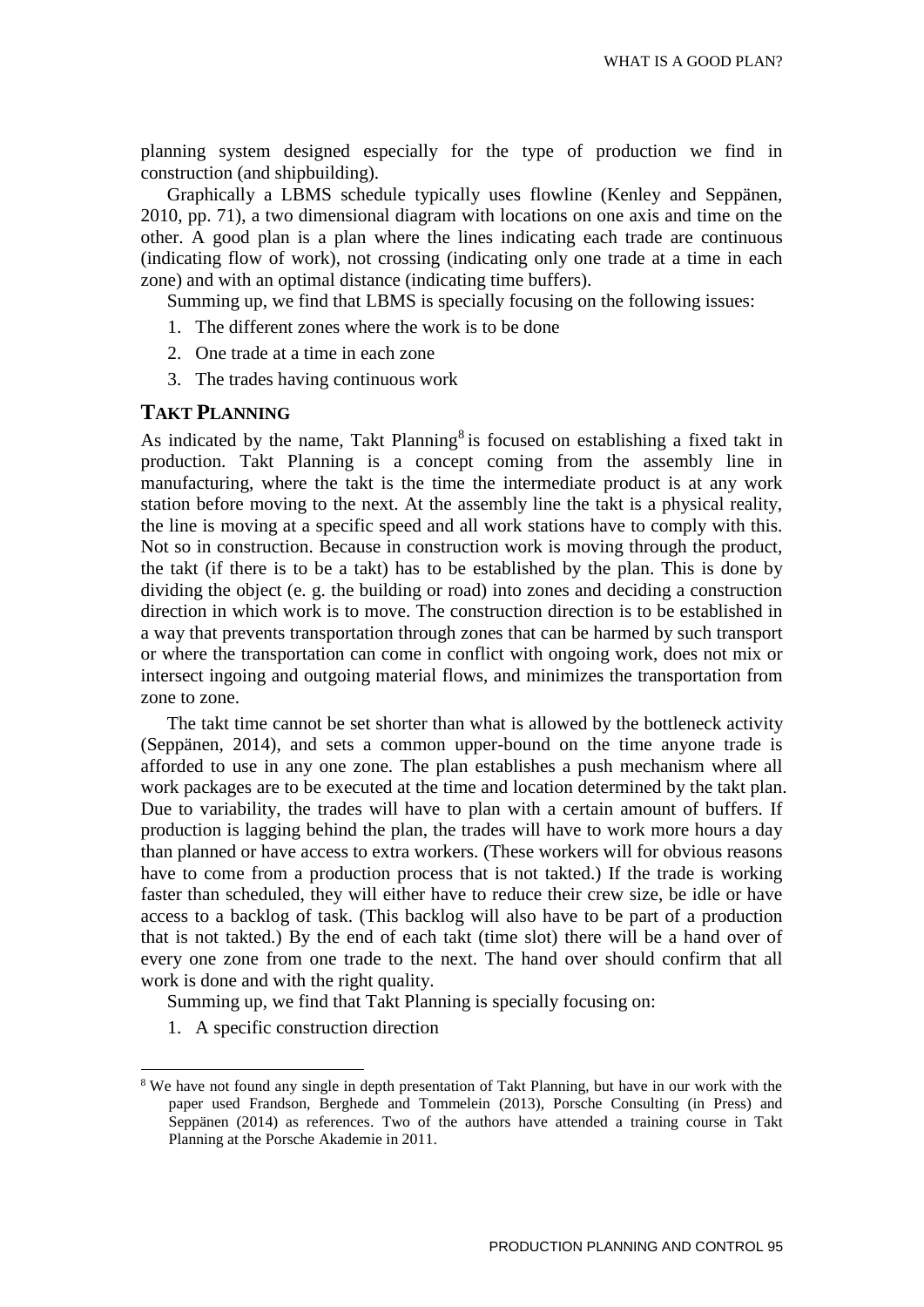planning system designed especially for the type of production we find in construction (and shipbuilding).

Graphically a LBMS schedule typically uses flowline (Kenley and Seppänen, 2010, pp. 71), a two dimensional diagram with locations on one axis and time on the other. A good plan is a plan where the lines indicating each trade are continuous (indicating flow of work), not crossing (indicating only one trade at a time in each zone) and with an optimal distance (indicating time buffers).

Summing up, we find that LBMS is specially focusing on the following issues:

1. The different zones where the work is to be done
2. One trade at a time in each zone
3. The trades having continuous work

## TAKT PLANNING

As indicated by the name, Takt Planning[8] is focused on establishing a fixed takt in production. Takt Planning is a concept coming from the assembly line in manufacturing, where the takt is the time the intermediate product is at any work station before moving to the next. At the assembly line the takt is a physical reality, the line is moving at a specific speed and all work stations have to comply with this. Not so in construction. Because in construction work is moving through the product, the takt (if there is to be a takt) has to be established by the plan. This is done by dividing the object (e. g. the building or road) into zones and deciding a construction direction in which work is to move. The construction direction is to be established in a way that prevents transportation through zones that can be harmed by such transport or where the transportation can come in conflict with ongoing work, does not mix or intersect ingoing and outgoing material flows, and minimizes the transportation from zone to zone.

The takt time cannot be set shorter than what is allowed by the bottleneck activity (Seppänen, 2014), and sets a common upper-bound on the time anyone trade is afforded to use in any one zone. The plan establishes a push mechanism where all work packages are to be executed at the time and location determined by the takt plan. Due to variability, the trades will have to plan with a certain amount of buffers. If production is lagging behind the plan, the trades will have to work more hours a day than planned or have access to extra workers. (These workers will for obvious reasons have to come from a production process that is not takted.) If the trade is working faster than scheduled, they will either have to reduce their crew size, be idle or have access to a backlog of task. (This backlog will also have to be part of a production that is not takted.) By the end of each takt (time slot) there will be a hand over of every one zone from one trade to the next. The hand over should confirm that all work is done and with the right quality.

Summing up, we find that Takt Planning is specially focusing on:

1. A specific construction direction

[8] We have not found any single in depth presentation of Takt Planning, but have in our work with the paper used Frandson, Berghede and Tommelein (2013), Porsche Consulting (in Press) and Seppänen (2014) as references. Two of the authors have attended a training course in Takt Planning at the Porsche Akademie in 2011.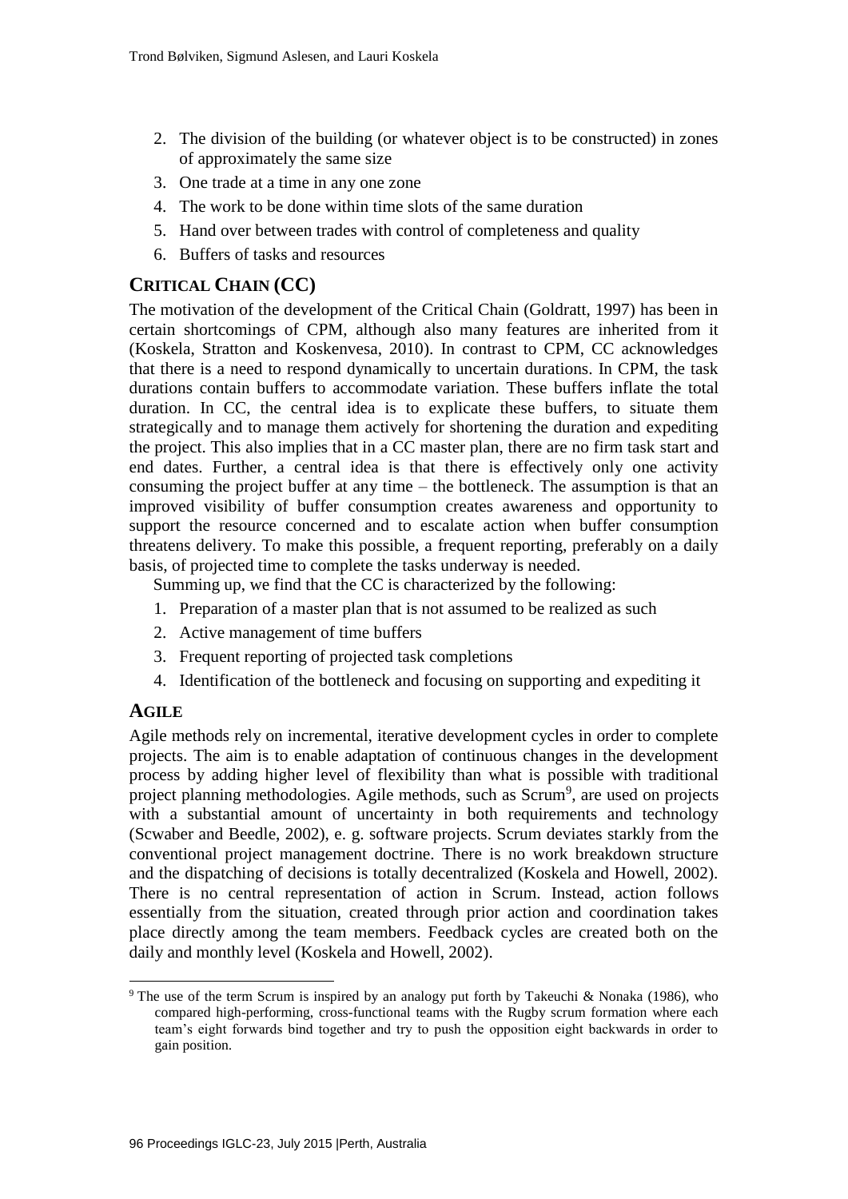2. The division of the building (or whatever object is to be constructed) in zones of approximately the same size
3. One trade at a time in any one zone
4. The work to be done within time slots of the same duration
5. Hand over between trades with control of completeness and quality
6. Buffers of tasks and resources

## CRITICAL CHAIN (CC)

The motivation of the development of the Critical Chain (Goldratt, 1997) has been in certain shortcomings of CPM, although also many features are inherited from it (Koskela, Stratton and Koskenvesa, 2010). In contrast to CPM, CC acknowledges that there is a need to respond dynamically to uncertain durations. In CPM, the task durations contain buffers to accommodate variation. These buffers inflate the total duration. In CC, the central idea is to explicate these buffers, to situate them strategically and to manage them actively for shortening the duration and expediting the project. This also implies that in a CC master plan, there are no firm task start and end dates. Further, a central idea is that there is effectively only one activity consuming the project buffer at any time – the bottleneck. The assumption is that an improved visibility of buffer consumption creates awareness and opportunity to support the resource concerned and to escalate action when buffer consumption threatens delivery. To make this possible, a frequent reporting, preferably on a daily basis, of projected time to complete the tasks underway is needed.

Summing up, we find that the CC is characterized by the following:

1. Preparation of a master plan that is not assumed to be realized as such
2. Active management of time buffers
3. Frequent reporting of projected task completions
4. Identification of the bottleneck and focusing on supporting and expediting it

## AGILE

Agile methods rely on incremental, iterative development cycles in order to complete projects. The aim is to enable adaptation of continuous changes in the development process by adding higher level of flexibility than what is possible with traditional project planning methodologies. Agile methods, such as Scrum[9], are used on projects with a substantial amount of uncertainty in both requirements and technology (Scwaber and Beedle, 2002), e. g. software projects. Scrum deviates starkly from the conventional project management doctrine. There is no work breakdown structure and the dispatching of decisions is totally decentralized (Koskela and Howell, 2002). There is no central representation of action in Scrum. Instead, action follows essentially from the situation, created through prior action and coordination takes place directly among the team members. Feedback cycles are created both on the daily and monthly level (Koskela and Howell, 2002).

[9] The use of the term Scrum is inspired by an analogy put forth by Takeuchi & Nonaka (1986), who compared high-performing, cross-functional teams with the Rugby scrum formation where each team's eight forwards bind together and try to push the opposition eight backwards in order to gain position.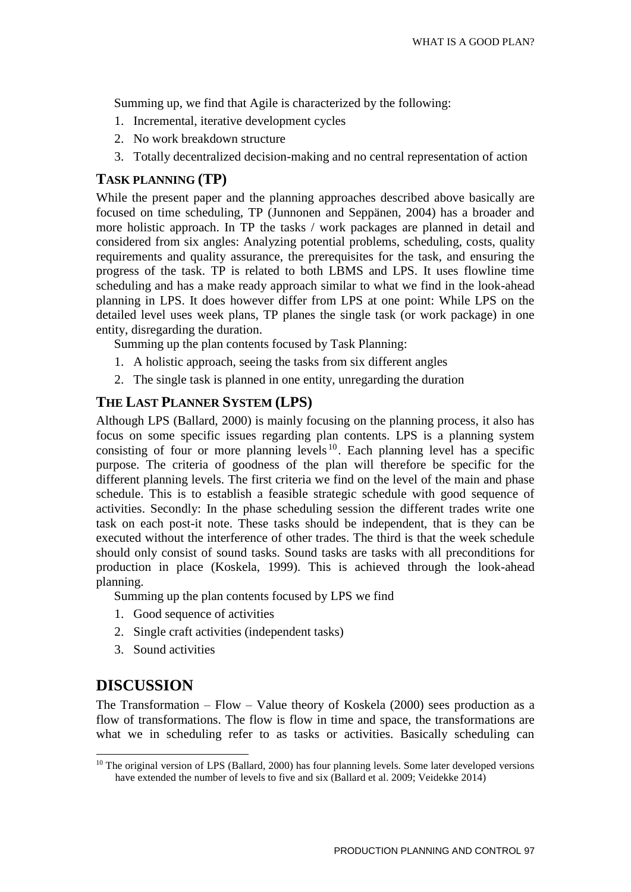Summing up, we find that Agile is characterized by the following:

1. Incremental, iterative development cycles
2. No work breakdown structure
3. Totally decentralized decision-making and no central representation of action

## TASK PLANNING (TP)

While the present paper and the planning approaches described above basically are focused on time scheduling, TP (Junnonen and Seppänen, 2004) has a broader and more holistic approach. In TP the tasks / work packages are planned in detail and considered from six angles: Analyzing potential problems, scheduling, costs, quality requirements and quality assurance, the prerequisites for the task, and ensuring the progress of the task. TP is related to both LBMS and LPS. It uses flowline time scheduling and has a make ready approach similar to what we find in the look-ahead planning in LPS. It does however differ from LPS at one point: While LPS on the detailed level uses week plans, TP planes the single task (or work package) in one entity, disregarding the duration.

Summing up the plan contents focused by Task Planning:

1. A holistic approach, seeing the tasks from six different angles
2. The single task is planned in one entity, unregarding the duration

## THE LAST PLANNER SYSTEM (LPS)

Although LPS (Ballard, 2000) is mainly focusing on the planning process, it also has focus on some specific issues regarding plan contents. LPS is a planning system consisting of four or more planning levels[10]. Each planning level has a specific purpose. The criteria of goodness of the plan will therefore be specific for the different planning levels. The first criteria we find on the level of the main and phase schedule. This is to establish a feasible strategic schedule with good sequence of activities. Secondly: In the phase scheduling session the different trades write one task on each post-it note. These tasks should be independent, that is they can be executed without the interference of other trades. The third is that the week schedule should only consist of sound tasks. Sound tasks are tasks with all preconditions for production in place (Koskela, 1999). This is achieved through the look-ahead planning.

Summing up the plan contents focused by LPS we find

1. Good sequence of activities
2. Single craft activities (independent tasks)
3. Sound activities

# DISCUSSION

The Transformation – Flow – Value theory of Koskela (2000) sees production as a flow of transformations. The flow is flow in time and space, the transformations are what we in scheduling refer to as tasks or activities. Basically scheduling can

[10] The original version of LPS (Ballard, 2000) has four planning levels. Some later developed versions have extended the number of levels to five and six (Ballard et al. 2009; Veidekke 2014)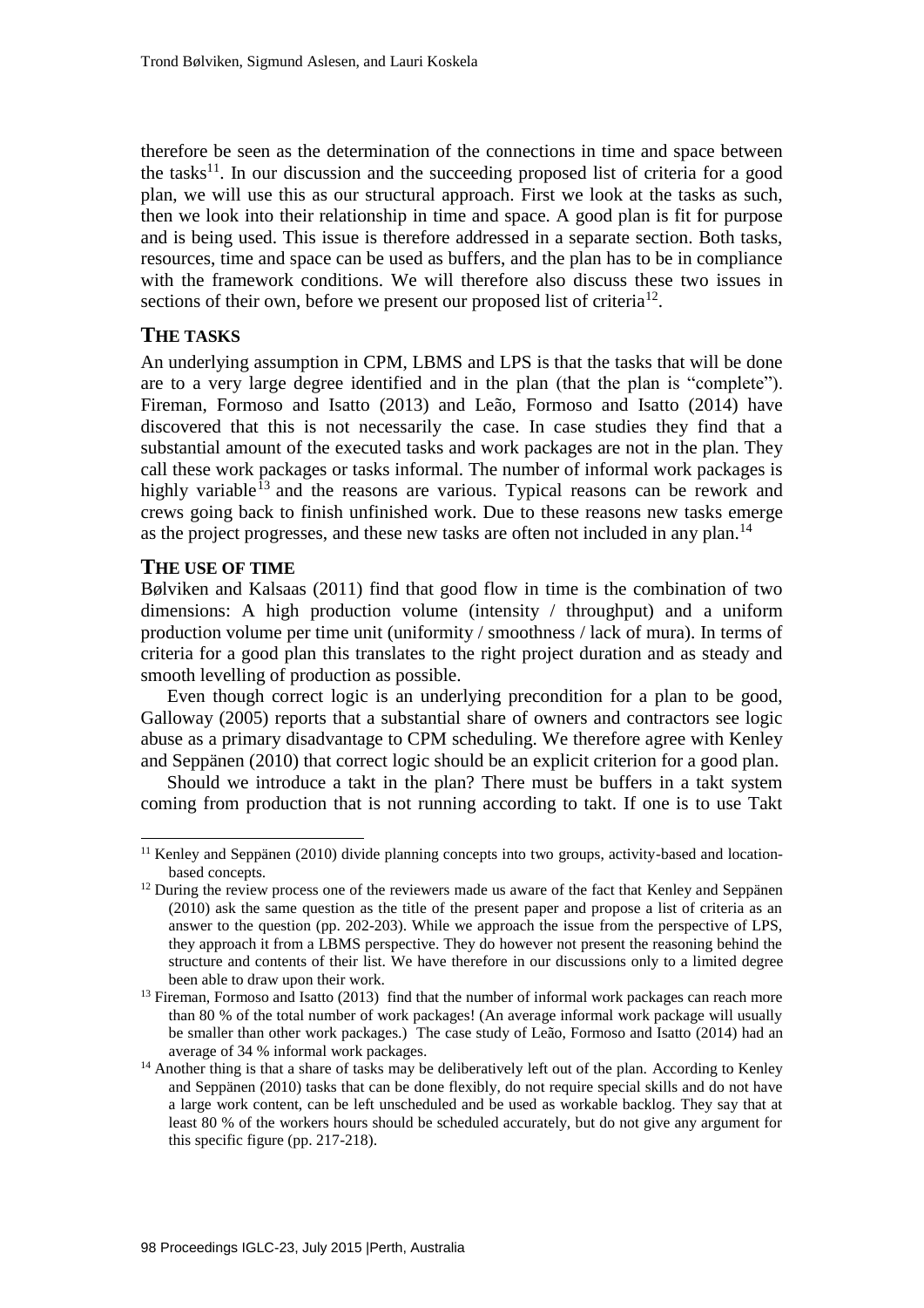therefore be seen as the determination of the connections in time and space between the tasks[11]. In our discussion and the succeeding proposed list of criteria for a good plan, we will use this as our structural approach. First we look at the tasks as such, then we look into their relationship in time and space. A good plan is fit for purpose and is being used. This issue is therefore addressed in a separate section. Both tasks, resources, time and space can be used as buffers, and the plan has to be in compliance with the framework conditions. We will therefore also discuss these two issues in sections of their own, before we present our proposed list of criteria[12].

## THE TASKS

An underlying assumption in CPM, LBMS and LPS is that the tasks that will be done are to a very large degree identified and in the plan (that the plan is "complete"). Fireman, Formoso and Isatto (2013) and Leão, Formoso and Isatto (2014) have discovered that this is not necessarily the case. In case studies they find that a substantial amount of the executed tasks and work packages are not in the plan. They call these work packages or tasks informal. The number of informal work packages is highly variable[13] and the reasons are various. Typical reasons can be rework and crews going back to finish unfinished work. Due to these reasons new tasks emerge as the project progresses, and these new tasks are often not included in any plan.[14]

## THE USE OF TIME

Bølviken and Kalsaas (2011) find that good flow in time is the combination of two dimensions: A high production volume (intensity / throughput) and a uniform production volume per time unit (uniformity / smoothness / lack of mura). In terms of criteria for a good plan this translates to the right project duration and as steady and smooth levelling of production as possible.

Even though correct logic is an underlying precondition for a plan to be good, Galloway (2005) reports that a substantial share of owners and contractors see logic abuse as a primary disadvantage to CPM scheduling. We therefore agree with Kenley and Seppänen (2010) that correct logic should be an explicit criterion for a good plan.

Should we introduce a takt in the plan? There must be buffers in a takt system coming from production that is not running according to takt. If one is to use Takt

---

[11] Kenley and Seppänen (2010) divide planning concepts into two groups, activity-based and location-based concepts.

[12] During the review process one of the reviewers made us aware of the fact that Kenley and Seppänen (2010) ask the same question as the title of the present paper and propose a list of criteria as an answer to the question (pp. 202-203). While we approach the issue from the perspective of LPS, they approach it from a LBMS perspective. They do however not present the reasoning behind the structure and contents of their list. We have therefore in our discussions only to a limited degree been able to draw upon their work.

[13] Fireman, Formoso and Isatto (2013) find that the number of informal work packages can reach more than 80 % of the total number of work packages! (An average informal work package will usually be smaller than other work packages.) The case study of Leão, Formoso and Isatto (2014) had an average of 34 % informal work packages.

[14] Another thing is that a share of tasks may be deliberatively left out of the plan. According to Kenley and Seppänen (2010) tasks that can be done flexibly, do not require special skills and do not have a large work content, can be left unscheduled and be used as workable backlog. They say that at least 80 % of the workers hours should be scheduled accurately, but do not give any argument for this specific figure (pp. 217-218).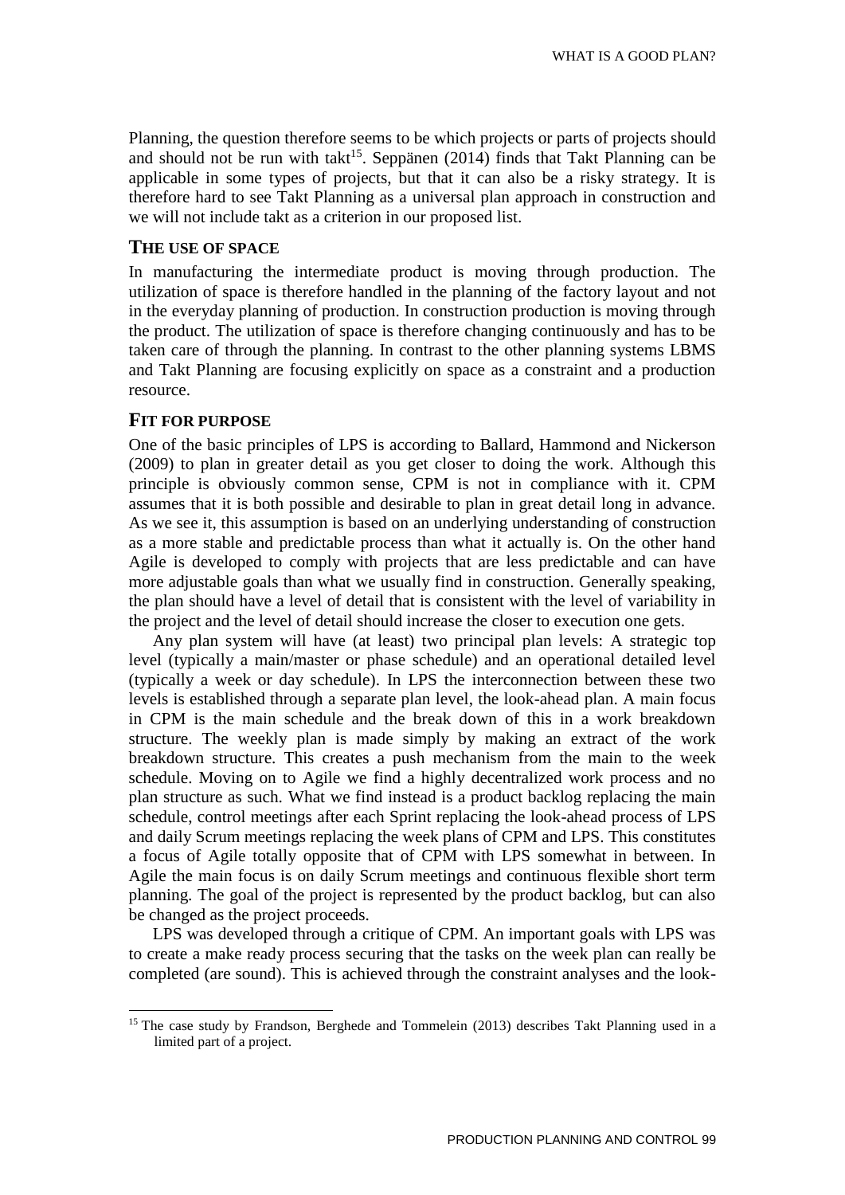Planning, the question therefore seems to be which projects or parts of projects should and should not be run with takt[15]. Seppänen (2014) finds that Takt Planning can be applicable in some types of projects, but that it can also be a risky strategy. It is therefore hard to see Takt Planning as a universal plan approach in construction and we will not include takt as a criterion in our proposed list.

## THE USE OF SPACE

In manufacturing the intermediate product is moving through production. The utilization of space is therefore handled in the planning of the factory layout and not in the everyday planning of production. In construction production is moving through the product. The utilization of space is therefore changing continuously and has to be taken care of through the planning. In contrast to the other planning systems LBMS and Takt Planning are focusing explicitly on space as a constraint and a production resource.

## FIT FOR PURPOSE

One of the basic principles of LPS is according to Ballard, Hammond and Nickerson (2009) to plan in greater detail as you get closer to doing the work. Although this principle is obviously common sense, CPM is not in compliance with it. CPM assumes that it is both possible and desirable to plan in great detail long in advance. As we see it, this assumption is based on an underlying understanding of construction as a more stable and predictable process than what it actually is. On the other hand Agile is developed to comply with projects that are less predictable and can have more adjustable goals than what we usually find in construction. Generally speaking, the plan should have a level of detail that is consistent with the level of variability in the project and the level of detail should increase the closer to execution one gets.

Any plan system will have (at least) two principal plan levels: A strategic top level (typically a main/master or phase schedule) and an operational detailed level (typically a week or day schedule). In LPS the interconnection between these two levels is established through a separate plan level, the look-ahead plan. A main focus in CPM is the main schedule and the break down of this in a work breakdown structure. The weekly plan is made simply by making an extract of the work breakdown structure. This creates a push mechanism from the main to the week schedule. Moving on to Agile we find a highly decentralized work process and no plan structure as such. What we find instead is a product backlog replacing the main schedule, control meetings after each Sprint replacing the look-ahead process of LPS and daily Scrum meetings replacing the week plans of CPM and LPS. This constitutes a focus of Agile totally opposite that of CPM with LPS somewhat in between. In Agile the main focus is on daily Scrum meetings and continuous flexible short term planning. The goal of the project is represented by the product backlog, but can also be changed as the project proceeds.

LPS was developed through a critique of CPM. An important goals with LPS was to create a make ready process securing that the tasks on the week plan can really be completed (are sound). This is achieved through the constraint analyses and the look-

[15] The case study by Frandson, Berghede and Tommelein (2013) describes Takt Planning used in a limited part of a project.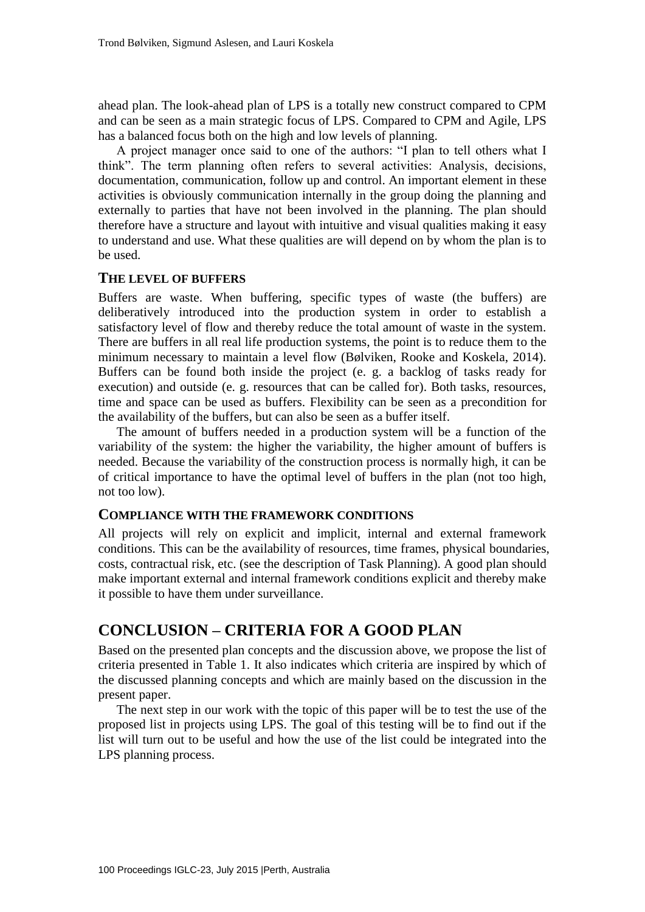ahead plan. The look-ahead plan of LPS is a totally new construct compared to CPM and can be seen as a main strategic focus of LPS. Compared to CPM and Agile, LPS has a balanced focus both on the high and low levels of planning.

A project manager once said to one of the authors: "I plan to tell others what I think". The term planning often refers to several activities: Analysis, decisions, documentation, communication, follow up and control. An important element in these activities is obviously communication internally in the group doing the planning and externally to parties that have not been involved in the planning. The plan should therefore have a structure and layout with intuitive and visual qualities making it easy to understand and use. What these qualities are will depend on by whom the plan is to be used.

### THE LEVEL OF BUFFERS

Buffers are waste. When buffering, specific types of waste (the buffers) are deliberatively introduced into the production system in order to establish a satisfactory level of flow and thereby reduce the total amount of waste in the system. There are buffers in all real life production systems, the point is to reduce them to the minimum necessary to maintain a level flow (Bølviken, Rooke and Koskela, 2014). Buffers can be found both inside the project (e. g. a backlog of tasks ready for execution) and outside (e. g. resources that can be called for). Both tasks, resources, time and space can be used as buffers. Flexibility can be seen as a precondition for the availability of the buffers, but can also be seen as a buffer itself.

The amount of buffers needed in a production system will be a function of the variability of the system: the higher the variability, the higher amount of buffers is needed. Because the variability of the construction process is normally high, it can be of critical importance to have the optimal level of buffers in the plan (not too high, not too low).

### COMPLIANCE WITH THE FRAMEWORK CONDITIONS

All projects will rely on explicit and implicit, internal and external framework conditions. This can be the availability of resources, time frames, physical boundaries, costs, contractual risk, etc. (see the description of Task Planning). A good plan should make important external and internal framework conditions explicit and thereby make it possible to have them under surveillance.

## CONCLUSION – CRITERIA FOR A GOOD PLAN

Based on the presented plan concepts and the discussion above, we propose the list of criteria presented in Table 1. It also indicates which criteria are inspired by which of the discussed planning concepts and which are mainly based on the discussion in the present paper.

The next step in our work with the topic of this paper will be to test the use of the proposed list in projects using LPS. The goal of this testing will be to find out if the list will turn out to be useful and how the use of the list could be integrated into the LPS planning process.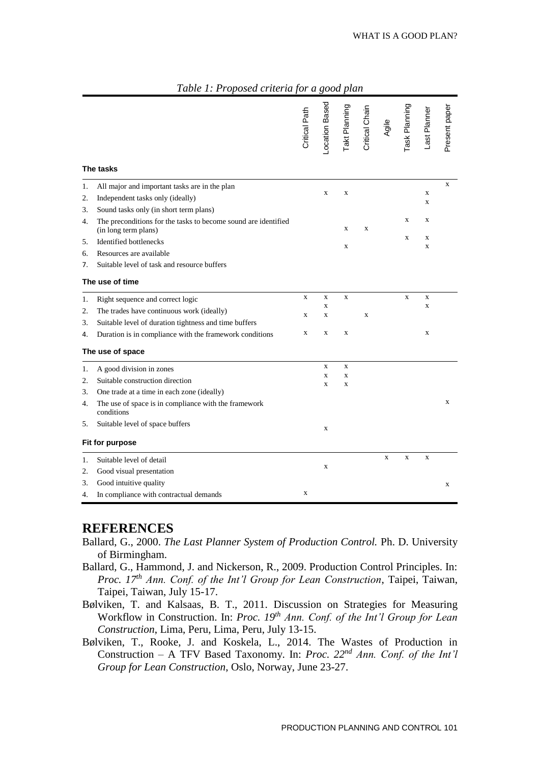*Table 1: Proposed criteria for a good plan*

| | Critical Path | Location Based | Takt Planning | Critical Chain | Agile | Task Planning | Last Planner | Present paper |
|---|---|---|---|---|---|---|---|---|
| **The tasks** | | | | | | | | |
| 1. All major and important tasks are in the plan | | | | | | | | x |
| 2. Independent tasks only (ideally) | | x | x | | | | x | |
| 3. Sound tasks only (in short term plans) | | | | | | | x | |
| 4. The preconditions for the tasks to become sound are identified (in long term plans) | | | | | | x | x | |
| 5. Identified bottlenecks | | | x | x | | | | |
| 6. Resources are available | | | | | | x | x | |
| 7. Suitable level of task and resource buffers | | | x | | | | x | |
| **The use of time** | | | | | | | | |
| 1. Right sequence and correct logic | x | x | x | | | x | x | |
| 2. The trades have continuous work (ideally) | | x | | | | | x | |
| 3. Suitable level of duration tightness and time buffers | x | x | | x | | | | |
| 4. Duration is in compliance with the framework conditions | x | x | x | | | | x | |
| **The use of space** | | | | | | | | |
| 1. A good division in zones | | x | x | | | | | |
| 2. Suitable construction direction | | x | x | | | | | |
| 3. One trade at a time in each zone (ideally) | | x | x | | | | | |
| 4. The use of space is in compliance with the framework conditions | | | | | | | | x |
| 5. Suitable level of space buffers | | x | | | | | | |
| **Fit for purpose** | | | | | | | | |
| 1. Suitable level of detail | | | | | x | x | x | |
| 2. Good visual presentation | | x | | | | | | |
| 3. Good intuitive quality | | | | | | | | x |
| 4. In compliance with contractual demands | x | | | | | | | |

## REFERENCES

Ballard, G., 2000. *The Last Planner System of Production Control.* Ph. D. University of Birmingham.

Ballard, G., Hammond, J. and Nickerson, R., 2009. Production Control Principles. In: *Proc. 17th Ann. Conf. of the Int'l Group for Lean Construction*, Taipei, Taiwan, Taipei, Taiwan, July 15-17.

Bølviken, T. and Kalsaas, B. T., 2011. Discussion on Strategies for Measuring Workflow in Construction. In: *Proc. 19th Ann. Conf. of the Int'l Group for Lean Construction*, Lima, Peru, Lima, Peru, July 13-15.

Bølviken, T., Rooke, J. and Koskela, L., 2014. The Wastes of Production in Construction – A TFV Based Taxonomy. In: *Proc. 22nd Ann. Conf. of the Int'l Group for Lean Construction*, Oslo, Norway, June 23-27.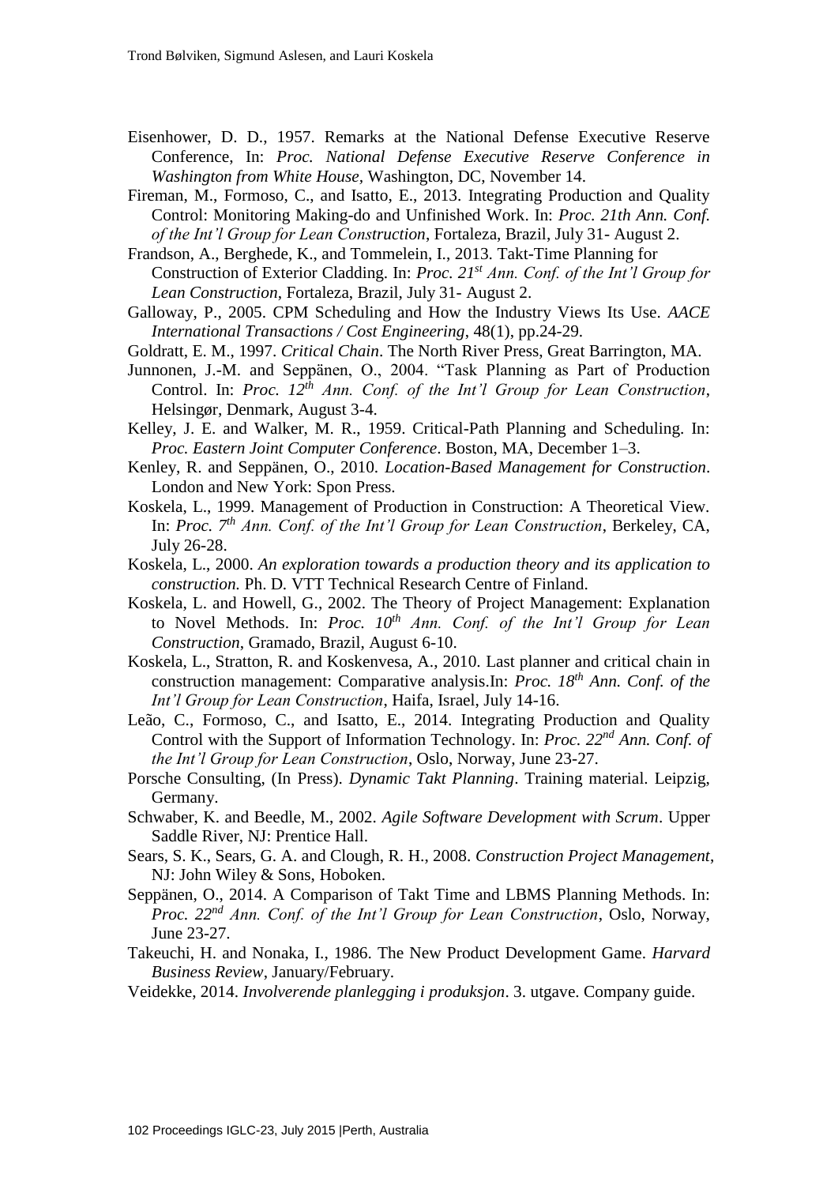Eisenhower, D. D., 1957. Remarks at the National Defense Executive Reserve Conference, In: *Proc. National Defense Executive Reserve Conference in Washington from White House*, Washington, DC, November 14.

Fireman, M., Formoso, C., and Isatto, E., 2013. Integrating Production and Quality Control: Monitoring Making-do and Unfinished Work. In: *Proc. 21th Ann. Conf. of the Int'l Group for Lean Construction*, Fortaleza, Brazil, July 31- August 2.

Frandson, A., Berghede, K., and Tommelein, I., 2013. Takt-Time Planning for Construction of Exterior Cladding. In: *Proc. 21st Ann. Conf. of the Int'l Group for Lean Construction*, Fortaleza, Brazil, July 31- August 2.

Galloway, P., 2005. CPM Scheduling and How the Industry Views Its Use. *AACE International Transactions / Cost Engineering*, 48(1), pp.24-29.

Goldratt, E. M., 1997. *Critical Chain*. The North River Press, Great Barrington, MA.

Junnonen, J.-M. and Seppänen, O., 2004. "Task Planning as Part of Production Control. In: *Proc. 12th Ann. Conf. of the Int'l Group for Lean Construction*, Helsingør, Denmark, August 3-4.

Kelley, J. E. and Walker, M. R., 1959. Critical-Path Planning and Scheduling. In: *Proc. Eastern Joint Computer Conference*. Boston, MA, December 1–3.

Kenley, R. and Seppänen, O., 2010. *Location-Based Management for Construction*. London and New York: Spon Press.

Koskela, L., 1999. Management of Production in Construction: A Theoretical View. In: *Proc. 7th Ann. Conf. of the Int'l Group for Lean Construction*, Berkeley, CA, July 26-28.

Koskela, L., 2000. *An exploration towards a production theory and its application to construction.* Ph. D. VTT Technical Research Centre of Finland.

Koskela, L. and Howell, G., 2002. The Theory of Project Management: Explanation to Novel Methods. In: *Proc. 10th Ann. Conf. of the Int'l Group for Lean Construction*, Gramado, Brazil, August 6-10.

Koskela, L., Stratton, R. and Koskenvesa, A., 2010. Last planner and critical chain in construction management: Comparative analysis.In: *Proc. 18th Ann. Conf. of the Int'l Group for Lean Construction*, Haifa, Israel, July 14-16.

Leão, C., Formoso, C., and Isatto, E., 2014. Integrating Production and Quality Control with the Support of Information Technology. In: *Proc. 22nd Ann. Conf. of the Int'l Group for Lean Construction*, Oslo, Norway, June 23-27.

Porsche Consulting, (In Press). *Dynamic Takt Planning*. Training material. Leipzig, Germany.

Schwaber, K. and Beedle, M., 2002. *Agile Software Development with Scrum*. Upper Saddle River, NJ: Prentice Hall.

Sears, S. K., Sears, G. A. and Clough, R. H., 2008. *Construction Project Management*, NJ: John Wiley & Sons, Hoboken.

Seppänen, O., 2014. A Comparison of Takt Time and LBMS Planning Methods. In: *Proc. 22nd Ann. Conf. of the Int'l Group for Lean Construction*, Oslo, Norway, June 23-27.

Takeuchi, H. and Nonaka, I., 1986. The New Product Development Game. *Harvard Business Review*, January/February.

Veidekke, 2014. *Involverende planlegging i produksjon*. 3. utgave. Company guide.